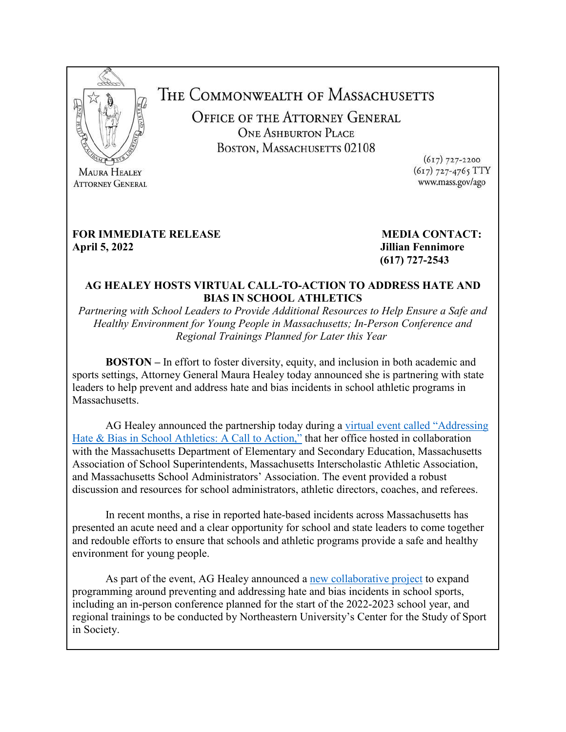# THE COMMONWEALTH OF MASSACHUSETTS

## OFFICE OF THE ATTORNEY GENERAL

ONE ASHBURTON PLACE
BOSTON, MASSACHUSETTS 02108

MAURA HEALEY
ATTORNEY GENERAL

(617) 727-2200
(617) 727-4765 TTY
www.mass.gov/ago

**FOR IMMEDIATE RELEASE**
**April 5, 2022**

**MEDIA CONTACT:**
**Jillian Fennimore**
**(617) 727-2543**

### AG HEALEY HOSTS VIRTUAL CALL-TO-ACTION TO ADDRESS HATE AND BIAS IN SCHOOL ATHLETICS

*Partnering with School Leaders to Provide Additional Resources to Help Ensure a Safe and Healthy Environment for Young People in Massachusetts; In-Person Conference and Regional Trainings Planned for Later this Year*

**BOSTON –** In effort to foster diversity, equity, and inclusion in both academic and sports settings, Attorney General Maura Healey today announced she is partnering with state leaders to help prevent and address hate and bias incidents in school athletic programs in Massachusetts.

AG Healey announced the partnership today during a virtual event called "Addressing Hate & Bias in School Athletics: A Call to Action," that her office hosted in collaboration with the Massachusetts Department of Elementary and Secondary Education, Massachusetts Association of School Superintendents, Massachusetts Interscholastic Athletic Association, and Massachusetts School Administrators' Association. The event provided a robust discussion and resources for school administrators, athletic directors, coaches, and referees.

In recent months, a rise in reported hate-based incidents across Massachusetts has presented an acute need and a clear opportunity for school and state leaders to come together and redouble efforts to ensure that schools and athletic programs provide a safe and healthy environment for young people.

As part of the event, AG Healey announced a new collaborative project to expand programming around preventing and addressing hate and bias incidents in school sports, including an in-person conference planned for the start of the 2022-2023 school year, and regional trainings to be conducted by Northeastern University's Center for the Study of Sport in Society.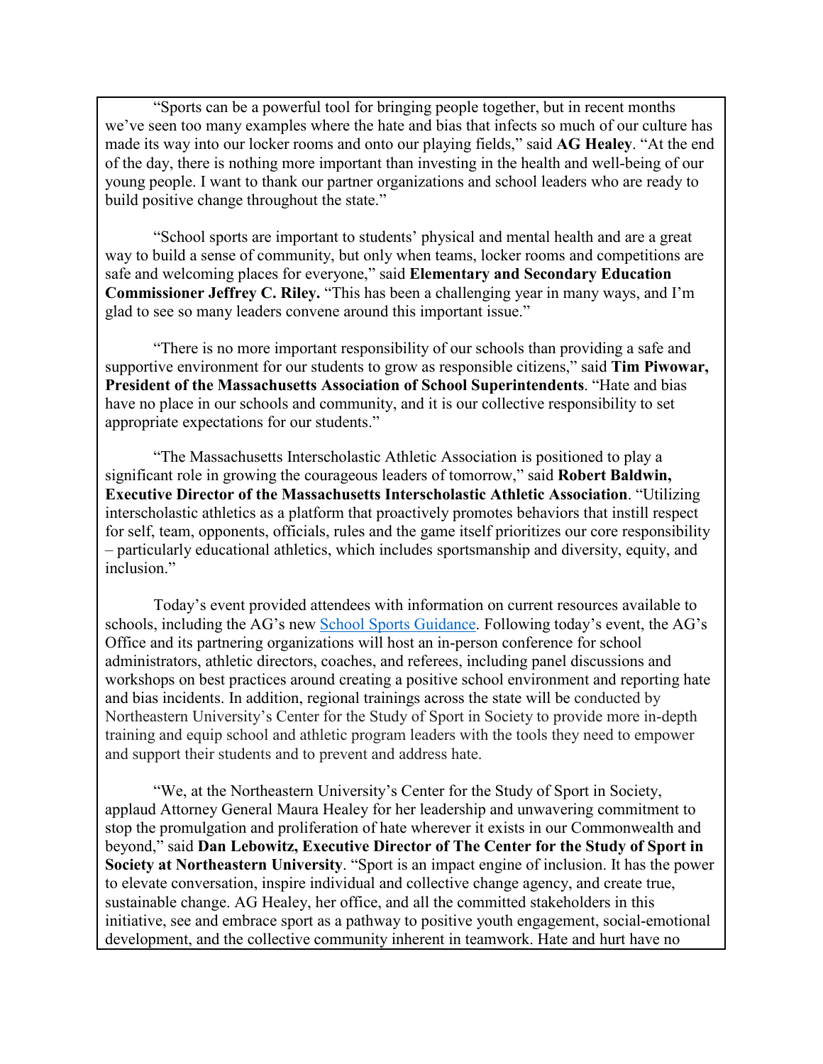"Sports can be a powerful tool for bringing people together, but in recent months we've seen too many examples where the hate and bias that infects so much of our culture has made its way into our locker rooms and onto our playing fields," said **AG Healey**. "At the end of the day, there is nothing more important than investing in the health and well-being of our young people. I want to thank our partner organizations and school leaders who are ready to build positive change throughout the state."

"School sports are important to students' physical and mental health and are a great way to build a sense of community, but only when teams, locker rooms and competitions are safe and welcoming places for everyone," said **Elementary and Secondary Education Commissioner Jeffrey C. Riley.** "This has been a challenging year in many ways, and I'm glad to see so many leaders convene around this important issue."

"There is no more important responsibility of our schools than providing a safe and supportive environment for our students to grow as responsible citizens," said **Tim Piwowar, President of the Massachusetts Association of School Superintendents**. "Hate and bias have no place in our schools and community, and it is our collective responsibility to set appropriate expectations for our students."

"The Massachusetts Interscholastic Athletic Association is positioned to play a significant role in growing the courageous leaders of tomorrow," said **Robert Baldwin, Executive Director of the Massachusetts Interscholastic Athletic Association**. "Utilizing interscholastic athletics as a platform that proactively promotes behaviors that instill respect for self, team, opponents, officials, rules and the game itself prioritizes our core responsibility – particularly educational athletics, which includes sportsmanship and diversity, equity, and inclusion."

Today's event provided attendees with information on current resources available to schools, including the AG's new School Sports Guidance. Following today's event, the AG's Office and its partnering organizations will host an in-person conference for school administrators, athletic directors, coaches, and referees, including panel discussions and workshops on best practices around creating a positive school environment and reporting hate and bias incidents. In addition, regional trainings across the state will be conducted by Northeastern University's Center for the Study of Sport in Society to provide more in-depth training and equip school and athletic program leaders with the tools they need to empower and support their students and to prevent and address hate.

"We, at the Northeastern University's Center for the Study of Sport in Society, applaud Attorney General Maura Healey for her leadership and unwavering commitment to stop the promulgation and proliferation of hate wherever it exists in our Commonwealth and beyond," said **Dan Lebowitz, Executive Director of The Center for the Study of Sport in Society at Northeastern University**. "Sport is an impact engine of inclusion. It has the power to elevate conversation, inspire individual and collective change agency, and create true, sustainable change. AG Healey, her office, and all the committed stakeholders in this initiative, see and embrace sport as a pathway to positive youth engagement, social-emotional development, and the collective community inherent in teamwork. Hate and hurt have no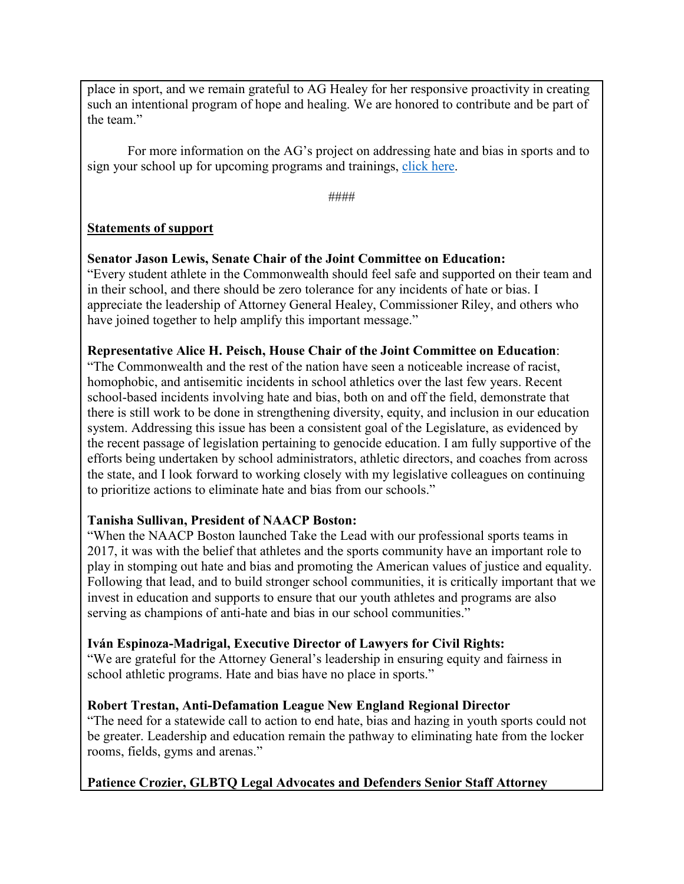place in sport, and we remain grateful to AG Healey for her responsive proactivity in creating such an intentional program of hope and healing. We are honored to contribute and be part of the team."

For more information on the AG's project on addressing hate and bias in sports and to sign your school up for upcoming programs and trainings, [click here](click here).

####

**Statements of support**

**Senator Jason Lewis, Senate Chair of the Joint Committee on Education:**
"Every student athlete in the Commonwealth should feel safe and supported on their team and in their school, and there should be zero tolerance for any incidents of hate or bias. I appreciate the leadership of Attorney General Healey, Commissioner Riley, and others who have joined together to help amplify this important message."

**Representative Alice H. Peisch, House Chair of the Joint Committee on Education**:
"The Commonwealth and the rest of the nation have seen a noticeable increase of racist, homophobic, and antisemitic incidents in school athletics over the last few years. Recent school-based incidents involving hate and bias, both on and off the field, demonstrate that there is still work to be done in strengthening diversity, equity, and inclusion in our education system. Addressing this issue has been a consistent goal of the Legislature, as evidenced by the recent passage of legislation pertaining to genocide education. I am fully supportive of the efforts being undertaken by school administrators, athletic directors, and coaches from across the state, and I look forward to working closely with my legislative colleagues on continuing to prioritize actions to eliminate hate and bias from our schools."

**Tanisha Sullivan, President of NAACP Boston:**
"When the NAACP Boston launched Take the Lead with our professional sports teams in 2017, it was with the belief that athletes and the sports community have an important role to play in stomping out hate and bias and promoting the American values of justice and equality. Following that lead, and to build stronger school communities, it is critically important that we invest in education and supports to ensure that our youth athletes and programs are also serving as champions of anti-hate and bias in our school communities."

**Iván Espinoza-Madrigal, Executive Director of Lawyers for Civil Rights:**
"We are grateful for the Attorney General's leadership in ensuring equity and fairness in school athletic programs. Hate and bias have no place in sports."

**Robert Trestan, Anti-Defamation League New England Regional Director**
"The need for a statewide call to action to end hate, bias and hazing in youth sports could not be greater. Leadership and education remain the pathway to eliminating hate from the locker rooms, fields, gyms and arenas."

**Patience Crozier, GLBTQ Legal Advocates and Defenders Senior Staff Attorney**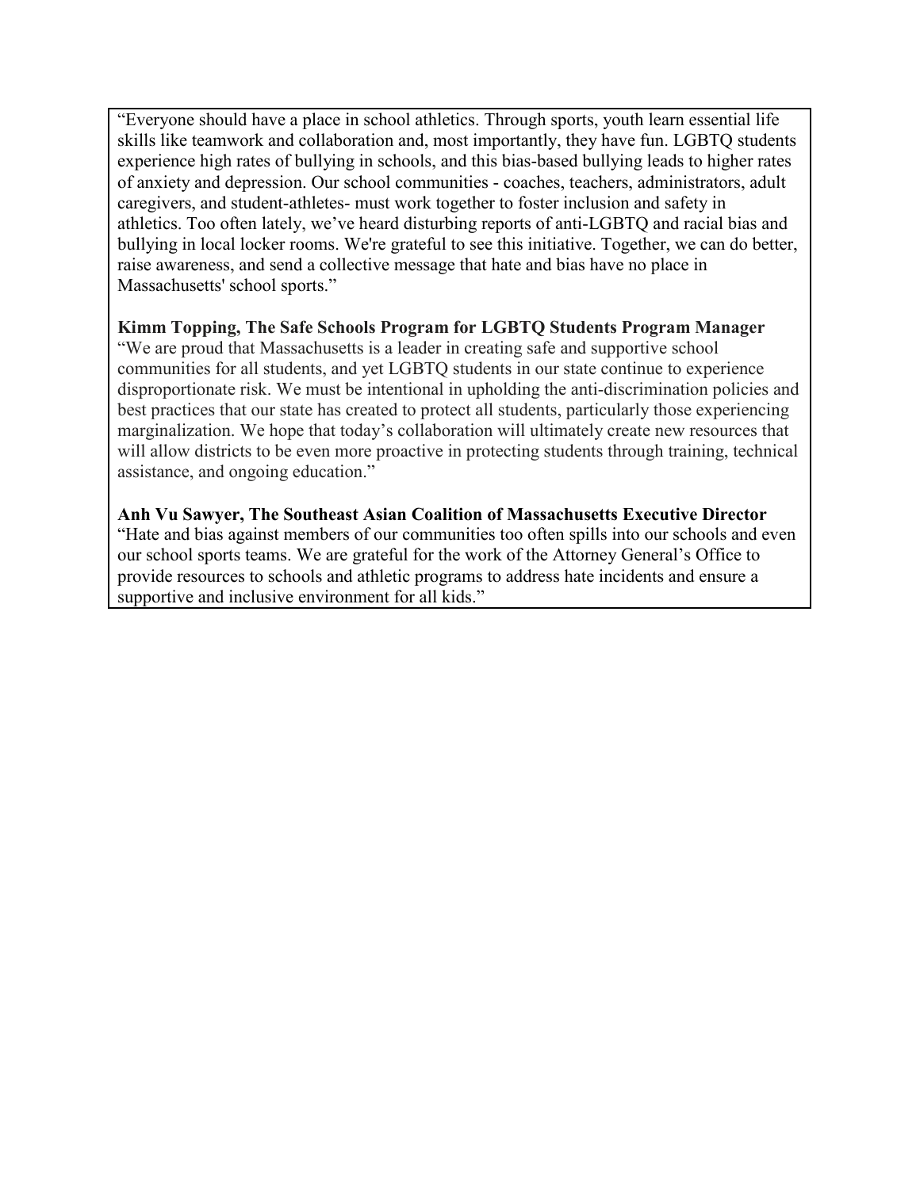"Everyone should have a place in school athletics. Through sports, youth learn essential life skills like teamwork and collaboration and, most importantly, they have fun. LGBTQ students experience high rates of bullying in schools, and this bias-based bullying leads to higher rates of anxiety and depression. Our school communities - coaches, teachers, administrators, adult caregivers, and student-athletes- must work together to foster inclusion and safety in athletics. Too often lately, we've heard disturbing reports of anti-LGBTQ and racial bias and bullying in local locker rooms. We're grateful to see this initiative. Together, we can do better, raise awareness, and send a collective message that hate and bias have no place in Massachusetts' school sports."

**Kimm Topping, The Safe Schools Program for LGBTQ Students Program Manager**
"We are proud that Massachusetts is a leader in creating safe and supportive school communities for all students, and yet LGBTQ students in our state continue to experience disproportionate risk. We must be intentional in upholding the anti-discrimination policies and best practices that our state has created to protect all students, particularly those experiencing marginalization. We hope that today's collaboration will ultimately create new resources that will allow districts to be even more proactive in protecting students through training, technical assistance, and ongoing education."

**Anh Vu Sawyer, The Southeast Asian Coalition of Massachusetts Executive Director**
"Hate and bias against members of our communities too often spills into our schools and even our school sports teams. We are grateful for the work of the Attorney General's Office to provide resources to schools and athletic programs to address hate incidents and ensure a supportive and inclusive environment for all kids."